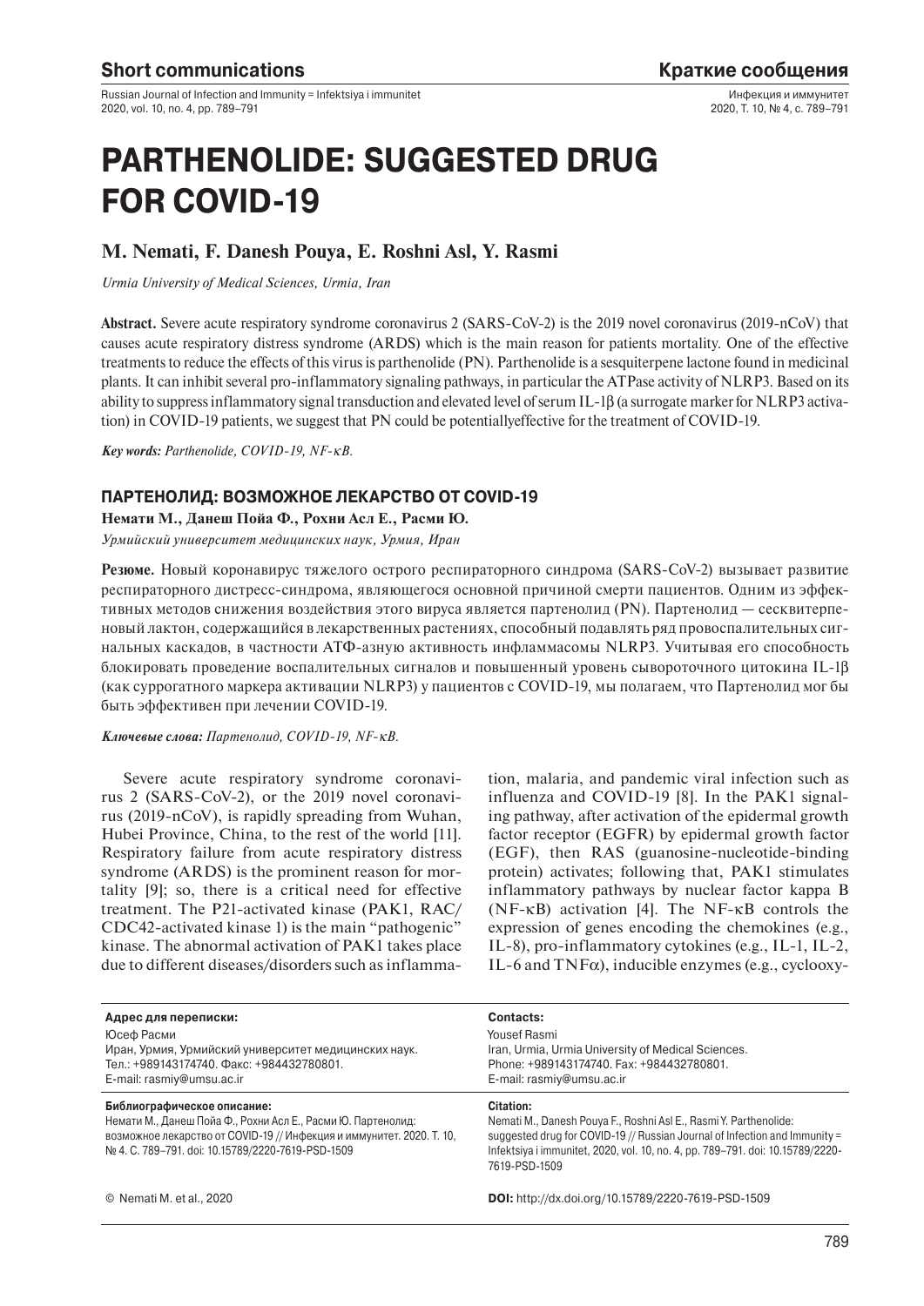# PARTHENOLIDE: SUGGESTED DRUG FOR COVID-19

**M. Nemati, F. Danesh Pouya, E. Roshni Asl, Y. Rasmi**

*Urmia University of Medical Sciences, Urmia, Iran*

**Abstract.** Severe acute respiratory syndrome coronavirus 2 (SARS-CoV-2) is the 2019 novel coronavirus (2019-nCoV) that causes acute respiratory distress syndrome (ARDS) which is the main reason for patients mortality. One of the effective treatments to reduce the effects of this virus is parthenolide (PN). Parthenolide is a sesquiterpene lactone found in medicinal plants. It can inhibit several pro-inflammatory signaling pathways, in particular the ATPase activity of NLRP3. Based on its ability to suppress inflammatory signal transduction and elevated level of serum IL-1β (a surrogate marker for NLRP3 activation) in COVID-19 patients, we suggest that PN could be potentiallyeffective for the treatment of COVID-19.

***Key words:*** *Parthenolide, COVID-19, NF-κB.*

## ПАРТЕНОЛИД: ВОЗМОЖНОЕ ЛЕКАРСТВО ОТ COVID-19

**Немати М., Данеш Пойа Ф., Рохни Асл Е., Расми Ю.**

*Урмийский университет медицинских наук, Урмия, Иран*

**Резюме.** Новый коронавирус тяжелого острого респираторного синдрома (SARS-CoV-2) вызывает развитие респираторного дистресс-синдрома, являющегося основной причиной смерти пациентов. Одним из эффективных методов снижения воздействия этого вируса является партенолид (PN). Партенолид — сесквитерпеновый лактон, содержащийся в лекарственных растениях, способный подавлять ряд провоспалительных сигнальных каскадов, в частности АТФ-азную активность инфламмасомы NLRP3. Учитывая его способность блокировать проведение воспалительных сигналов и повышенный уровень сывороточного цитокина IL-1β (как суррогатного маркера активации NLRP3) у пациентов с COVID-19, мы полагаем, что Партенолид мог бы быть эффективен при лечении COVID-19.

***Ключевые слова:*** *Партенолид, COVID-19, NF-κB.*

Severe acute respiratory syndrome coronavirus 2 (SARS-CoV-2), or the 2019 novel coronavirus (2019-nCoV), is rapidly spreading from Wuhan, Hubei Province, China, to the rest of the world [11]. Respiratory failure from acute respiratory distress syndrome (ARDS) is the prominent reason for mortality [9]; so, there is a critical need for effective treatment. The P21-activated kinase (PAK1, RAC/CDC42-activated kinase 1) is the main "pathogenic" kinase. The abnormal activation of PAK1 takes place due to different diseases/disorders such as inflammation, malaria, and pandemic viral infection such as influenza and COVID-19 [8]. In the PAK1 signaling pathway, after activation of the epidermal growth factor receptor (EGFR) by epidermal growth factor (EGF), then RAS (guanosine-nucleotide-binding protein) activates; following that, PAK1 stimulates inflammatory pathways by nuclear factor kappa B (NF-κB) activation [4]. The NF-κB controls the expression of genes encoding the chemokines (e.g., IL-8), pro-inflammatory cytokines (e.g., IL-1, IL-2, IL-6 and TNFα), inducible enzymes (e.g., cyclooxy-

| **Адрес для переписки:** | **Contacts:** |
|---|---|
| Юсеф Расми<br>Иран, Урмия, Урмийский университет медицинских наук.<br>Тел.: +989143174740. Факс: +984432780801.<br>E-mail: rasmiy@umsu.ac.ir | Yousef Rasmi<br>Iran, Urmia, Urmia University of Medical Sciences.<br>Phone: +989143174740. Fax: +984432780801.<br>E-mail: rasmiy@umsu.ac.ir |
| **Библиографическое описание:**<br>Немати М., Данеш Пойа Ф., Рохни Асл Е., Расми Ю. Партенолид: возможное лекарство от COVID-19 // Инфекция и иммунитет. 2020. Т. 10, № 4. С. 789–791. doi: 10.15789/2220-7619-PSD-1509 | **Citation:**<br>Nemati M., Danesh Pouya F., Roshni Asl E., Rasmi Y. Parthenolide: suggested drug for COVID-19 // Russian Journal of Infection and Immunity = Infektsiya i immunitet, 2020, vol. 10, no. 4, pp. 789–791. doi: 10.15789/2220-7619-PSD-1509 |
| © Nemati M. et al., 2020 | **DOI:** http://dx.doi.org/10.15789/2220-7619-PSD-1509 |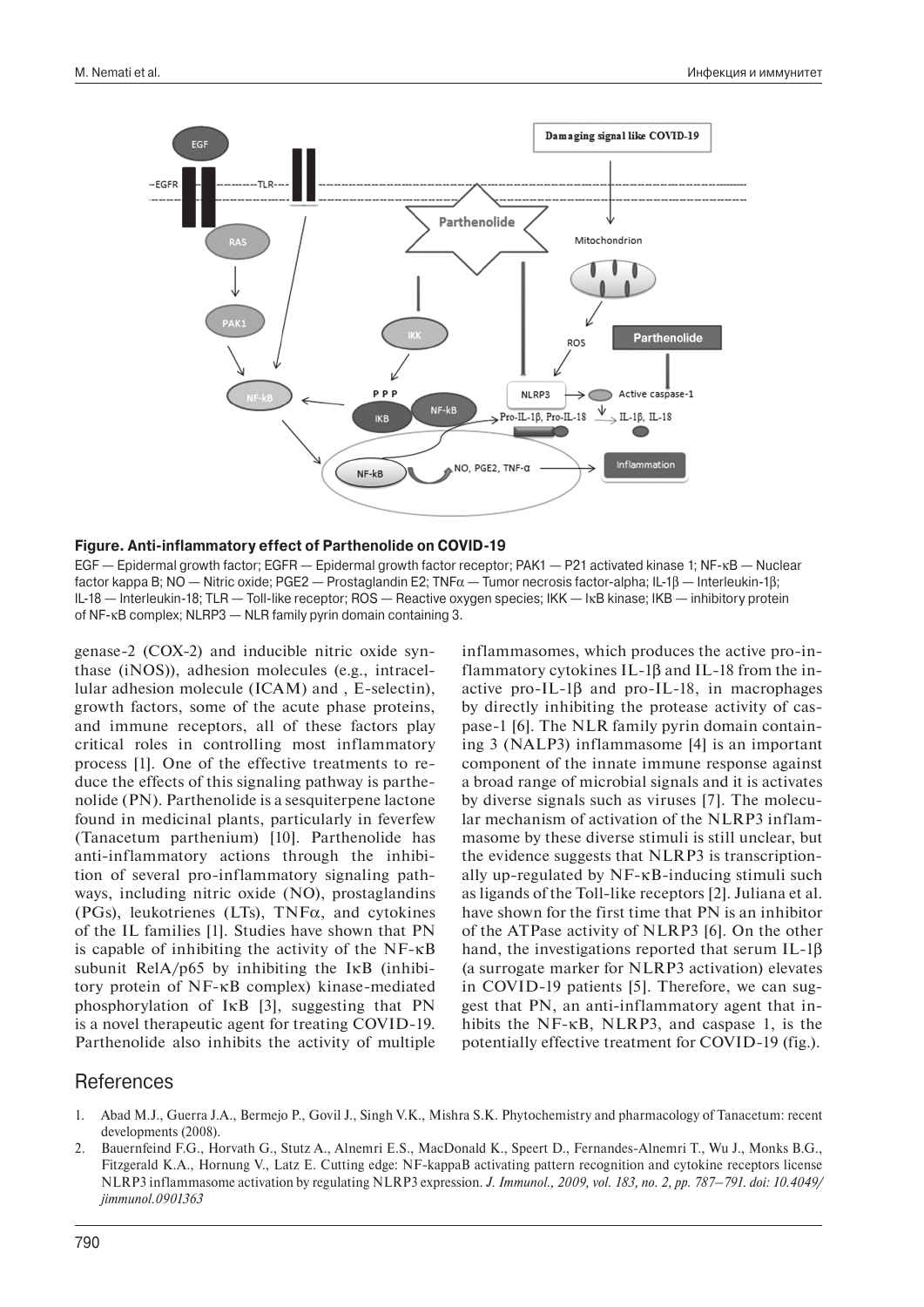**Figure. Anti-inflammatory effect of Parthenolide on COVID-19**

EGF — Epidermal growth factor; EGFR — Epidermal growth factor receptor; PAK1 — P21 activated kinase 1; NF-κB — Nuclear factor kappa B; NO — Nitric oxide; PGE2 — Prostaglandin E2; TNFα — Tumor necrosis factor-alpha; IL-1β — Interleukin-1β; IL-18 — Interleukin-18; TLR — Toll-like receptor; ROS — Reactive oxygen species; IKK — IκB kinase; IKB — inhibitory protein of NF-κB complex; NLRP3 — NLR family pyrin domain containing 3.

genase-2 (COX-2) and inducible nitric oxide synthase (iNOS)), adhesion molecules (e.g., intracellular adhesion molecule (ICAM) and , E-selectin), growth factors, some of the acute phase proteins, and immune receptors, all of these factors play critical roles in controlling most inflammatory process [1]. One of the effective treatments to reduce the effects of this signaling pathway is parthenolide (PN). Parthenolide is a sesquiterpene lactone found in medicinal plants, particularly in feverfew (Tanacetum parthenium) [10]. Parthenolide has anti-inflammatory actions through the inhibition of several pro-inflammatory signaling pathways, including nitric oxide (NO), prostaglandins (PGs), leukotrienes (LTs), TNFα, and cytokines of the IL families [1]. Studies have shown that PN is capable of inhibiting the activity of the NF-κB subunit RelA/p65 by inhibiting the IκB (inhibitory protein of NF-κB complex) kinase-mediated phosphorylation of IκB [3], suggesting that PN is a novel therapeutic agent for treating COVID-19. Parthenolide also inhibits the activity of multiple inflammasomes, which produces the active pro-inflammatory cytokines IL-1β and IL-18 from the inactive pro-IL-1β and pro-IL-18, in macrophages by directly inhibiting the protease activity of caspase-1 [6]. The NLR family pyrin domain containing 3 (NALP3) inflammasome [4] is an important component of the innate immune response against a broad range of microbial signals and it is activates by diverse signals such as viruses [7]. The molecular mechanism of activation of the NLRP3 inflammasome by these diverse stimuli is still unclear, but the evidence suggests that NLRP3 is transcriptionally up-regulated by NF-κB-inducing stimuli such as ligands of the Toll-like receptors [2]. Juliana et al. have shown for the first time that PN is an inhibitor of the ATPase activity of NLRP3 [6]. On the other hand, the investigations reported that serum IL-1β (a surrogate marker for NLRP3 activation) elevates in COVID-19 patients [5]. Therefore, we can suggest that PN, an anti-inflammatory agent that inhibits the NF-κB, NLRP3, and caspase 1, is the potentially effective treatment for COVID-19 (fig.).

## References

1. Abad M.J., Guerra J.A., Bermejo P., Govil J., Singh V.K., Mishra S.K. Phytochemistry and pharmacology of Tanacetum: recent developments (2008).
2. Bauernfeind F.G., Horvath G., Stutz A., Alnemri E.S., MacDonald K., Speert D., Fernandes-Alnemri T., Wu J., Monks B.G., Fitzgerald K.A., Hornung V., Latz E. Cutting edge: NF-kappaB activating pattern recognition and cytokine receptors license NLRP3 inflammasome activation by regulating NLRP3 expression. *J. Immunol., 2009, vol. 183, no. 2, pp. 787–791. doi: 10.4049/jimmunol.0901363*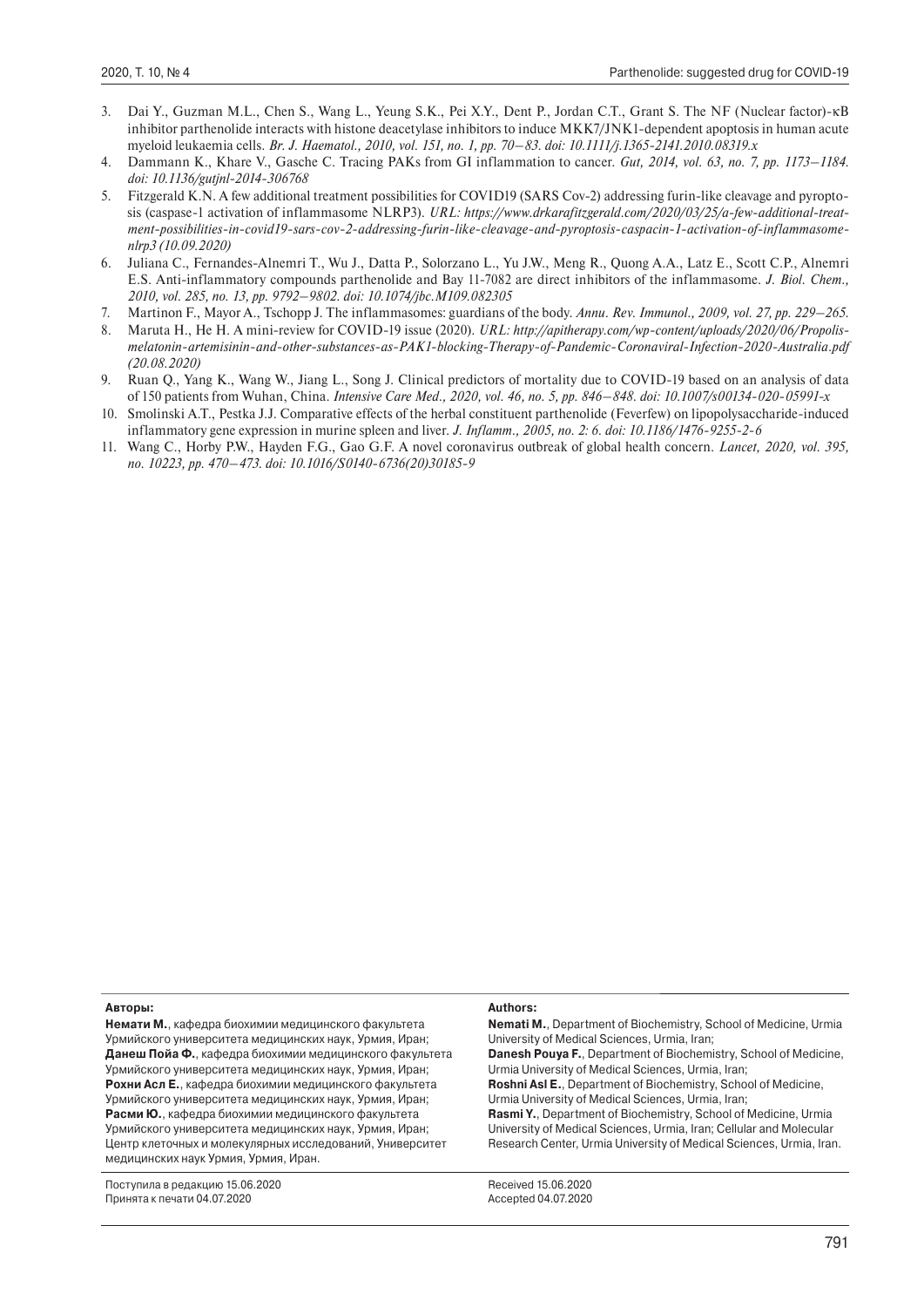3. Dai Y., Guzman M.L., Chen S., Wang L., Yeung S.K., Pei X.Y., Dent P., Jordan C.T., Grant S. The NF (Nuclear factor)-κB inhibitor parthenolide interacts with histone deacetylase inhibitors to induce MKK7/JNK1-dependent apoptosis in human acute myeloid leukaemia cells. *Br. J. Haematol., 2010, vol. 151, no. 1, pp. 70–83. doi: 10.1111/j.1365-2141.2010.08319.x*
4. Dammann K., Khare V., Gasche C. Tracing PAKs from GI inflammation to cancer. *Gut, 2014, vol. 63, no. 7, pp. 1173–1184. doi: 10.1136/gutjnl-2014-306768*
5. Fitzgerald K.N. A few additional treatment possibilities for COVID19 (SARS Cov-2) addressing furin-like cleavage and pyroptosis (caspase-1 activation of inflammasome NLRP3). *URL: https://www.drkarafitzgerald.com/2020/03/25/a-few-additional-treatment-possibilities-in-covid19-sars-cov-2-addressing-furin-like-cleavage-and-pyroptosis-caspacin-1-activation-of-inflammasome-nlrp3 (10.09.2020)*
6. Juliana C., Fernandes-Alnemri T., Wu J., Datta P., Solorzano L., Yu J.W., Meng R., Quong A.A., Latz E., Scott C.P., Alnemri E.S. Anti-inflammatory compounds parthenolide and Bay 11-7082 are direct inhibitors of the inflammasome. *J. Biol. Chem., 2010, vol. 285, no. 13, pp. 9792–9802. doi: 10.1074/jbc.M109.082305*
7. Martinon F., Mayor A., Tschopp J. The inflammasomes: guardians of the body. *Annu. Rev. Immunol., 2009, vol. 27, pp. 229–265.*
8. Maruta H., He H. A mini-review for COVID-19 issue (2020). *URL: http://apitherapy.com/wp-content/uploads/2020/06/Propolis-melatonin-artemisinin-and-other-substances-as-PAK1-blocking-Therapy-of-Pandemic-Coronaviral-Infection-2020-Australia.pdf (20.08.2020)*
9. Ruan Q., Yang K., Wang W., Jiang L., Song J. Clinical predictors of mortality due to COVID-19 based on an analysis of data of 150 patients from Wuhan, China. *Intensive Care Med., 2020, vol. 46, no. 5, pp. 846–848. doi: 10.1007/s00134-020-05991-x*
10. Smolinski A.T., Pestka J.J. Comparative effects of the herbal constituent parthenolide (Feverfew) on lipopolysaccharide-induced inflammatory gene expression in murine spleen and liver. *J. Inflamm., 2005, no. 2: 6. doi: 10.1186/1476-9255-2-6*
11. Wang C., Horby P.W., Hayden F.G., Gao G.F. A novel coronavirus outbreak of global health concern. *Lancet, 2020, vol. 395, no. 10223, pp. 470–473. doi: 10.1016/S0140-6736(20)30185-9*

**Авторы:**

**Немати М.**, кафедра биохимии медицинского факультета Урмийского университета медицинских наук, Урмия, Иран;
**Данеш Пойа Ф.**, кафедра биохимии медицинского факультета Урмийского университета медицинских наук, Урмия, Иран;
**Рохни Асл Е.**, кафедра биохимии медицинского факультета Урмийского университета медицинских наук, Урмия, Иран;
**Расми Ю.**, кафедра биохимии медицинского факультета Урмийского университета медицинских наук, Урмия, Иран; Центр клеточных и молекулярных исследований, Университет медицинских наук Урмия, Урмия, Иран.

Поступила в редакцию 15.06.2020
Принята к печати 04.07.2020

**Authors:**

**Nemati M.**, Department of Biochemistry, School of Medicine, Urmia University of Medical Sciences, Urmia, Iran;
**Danesh Pouya F.**, Department of Biochemistry, School of Medicine, Urmia University of Medical Sciences, Urmia, Iran;
**Roshni Asl E.**, Department of Biochemistry, School of Medicine, Urmia University of Medical Sciences, Urmia, Iran;
**Rasmi Y.**, Department of Biochemistry, School of Medicine, Urmia University of Medical Sciences, Urmia, Iran; Cellular and Molecular Research Center, Urmia University of Medical Sciences, Urmia, Iran.

Received 15.06.2020
Accepted 04.07.2020